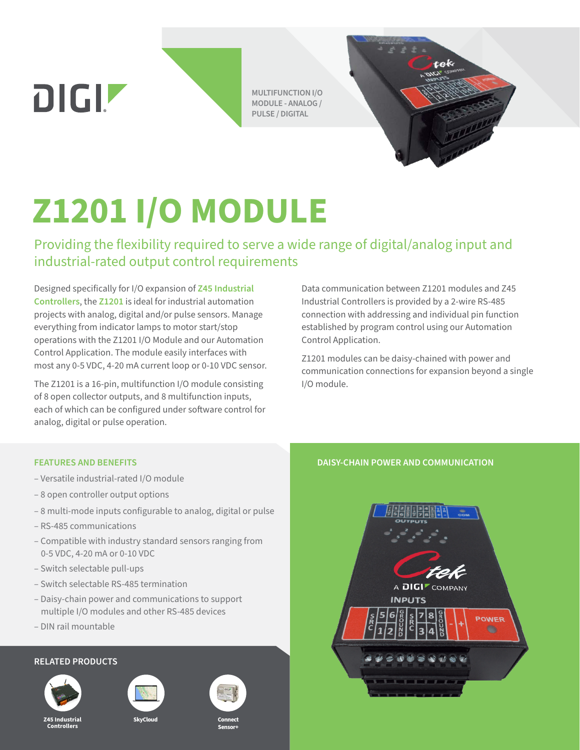DIGI

MULTIFUNCTION I/O MODULE - ANALOG / PULSE / DIGITAL

# Z1201 I/O MODULE

## Providing the flexibility required to serve a wide range of digital/analog input and industrial-rated output control requirements

Designed specifically for I/O expansion of **Z45 Industrial Controllers**, the **Z1201** is ideal for industrial automation projects with analog, digital and/or pulse sensors. Manage everything from indicator lamps to motor start/stop operations with the Z1201 I/O Module and our Automation Control Application. The module easily interfaces with most any 0-5 VDC, 4-20 mA current loop or 0-10 VDC sensor.

The Z1201 is a 16-pin, multifunction I/O module consisting of 8 open collector outputs, and 8 multifunction inputs, each of which can be configured under software control for analog, digital or pulse operation.

Data communication between Z1201 modules and Z45 Industrial Controllers is provided by a 2-wire RS-485 connection with addressing and individual pin function established by program control using our Automation Control Application.

Z1201 modules can be daisy-chained with power and communication connections for expansion beyond a single I/O module.

### FEATURES AND BENEFITS

- Versatile industrial-rated I/O module
- 8 open controller output options
- 8 multi-mode inputs configurable to analog, digital or pulse
- RS-485 communications
- Compatible with industry standard sensors ranging from 0-5 VDC, 4-20 mA or 0-10 VDC
- Switch selectable pull-ups
- Switch selectable RS-485 termination
- Daisy-chain power and communications to support multiple I/O modules and other RS-485 devices
- DIN rail mountable

### DAISY-CHAIN POWER AND COMMUNICATION

### RELATED PRODUCTS

Z45 Industrial Controllers

SkyCloud

Connect Sensor+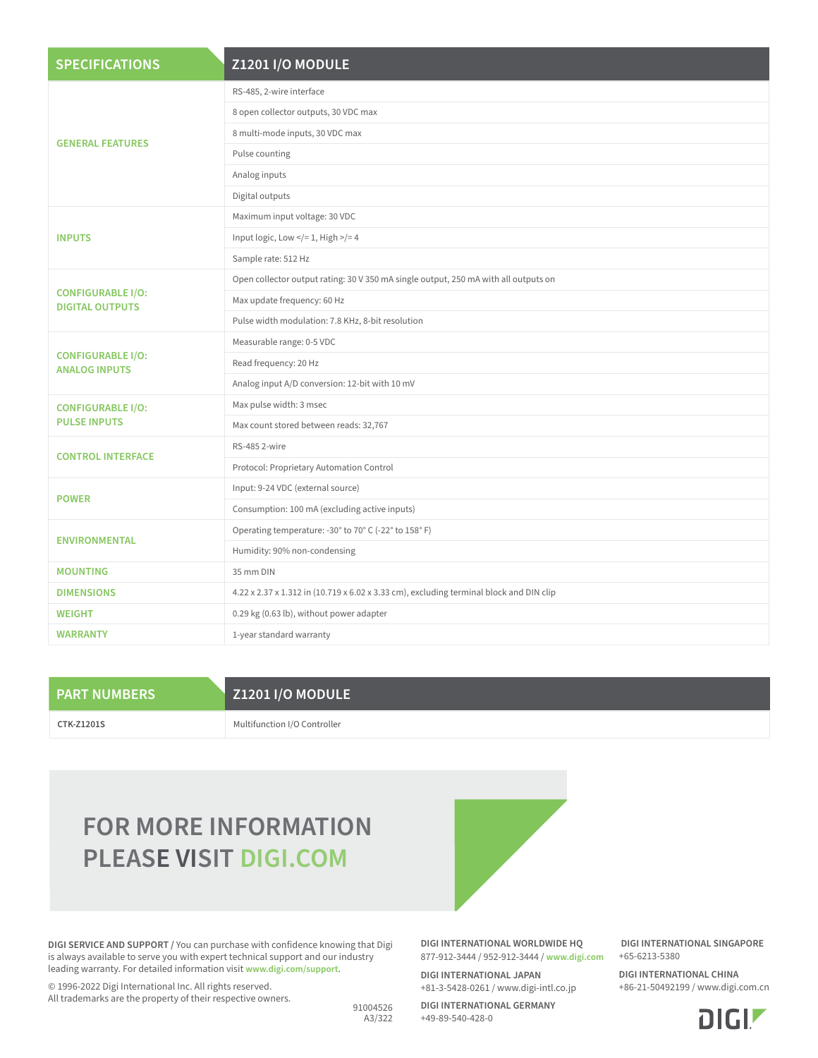| SPECIFICATIONS | Z1201 I/O MODULE |
|---|---|
| **GENERAL FEATURES** | RS-485, 2-wire interface |
| | 8 open collector outputs, 30 VDC max |
| | 8 multi-mode inputs, 30 VDC max |
| | Pulse counting |
| | Analog inputs |
| | Digital outputs |
| **INPUTS** | Maximum input voltage: 30 VDC |
| | Input logic, Low </= 1, High >/= 4 |
| | Sample rate: 512 Hz |
| **CONFIGURABLE I/O: DIGITAL OUTPUTS** | Open collector output rating: 30 V 350 mA single output, 250 mA with all outputs on |
| | Max update frequency: 60 Hz |
| | Pulse width modulation: 7.8 KHz, 8-bit resolution |
| **CONFIGURABLE I/O: ANALOG INPUTS** | Measurable range: 0-5 VDC |
| | Read frequency: 20 Hz |
| | Analog input A/D conversion: 12-bit with 10 mV |
| **CONFIGURABLE I/O: PULSE INPUTS** | Max pulse width: 3 msec |
| | Max count stored between reads: 32,767 |
| **CONTROL INTERFACE** | RS-485 2-wire |
| | Protocol: Proprietary Automation Control |
| **POWER** | Input: 9-24 VDC (external source) |
| | Consumption: 100 mA (excluding active inputs) |
| **ENVIRONMENTAL** | Operating temperature: -30° to 70° C (-22° to 158° F) |
| | Humidity: 90% non-condensing |
| **MOUNTING** | 35 mm DIN |
| **DIMENSIONS** | 4.22 x 2.37 x 1.312 in (10.719 x 6.02 x 3.33 cm), excluding terminal block and DIN clip |
| **WEIGHT** | 0.29 kg (0.63 lb), without power adapter |
| **WARRANTY** | 1-year standard warranty |

| PART NUMBERS | Z1201 I/O MODULE |
|---|---|
| **CTK-Z1201S** | Multifunction I/O Controller |

## FOR MORE INFORMATION PLEASE VISIT DIGI.COM

**DIGI SERVICE AND SUPPORT** / You can purchase with confidence knowing that Digi is always available to serve you with expert technical support and our industry leading warranty. For detailed information visit **www.digi.com/support**.

© 1996-2022 Digi International Inc. All rights reserved.
All trademarks are the property of their respective owners.

91004526
A3/322

**DIGI INTERNATIONAL WORLDWIDE HQ**
877-912-3444 / 952-912-3444 / **www.digi.com**

**DIGI INTERNATIONAL JAPAN**
+81-3-5428-0261 / www.digi-intl.co.jp

**DIGI INTERNATIONAL GERMANY**
+49-89-540-428-0

**DIGI INTERNATIONAL SINGAPORE**
+65-6213-5380

**DIGI INTERNATIONAL CHINA**
+86-21-50492199 / www.digi.com.cn

DIGI